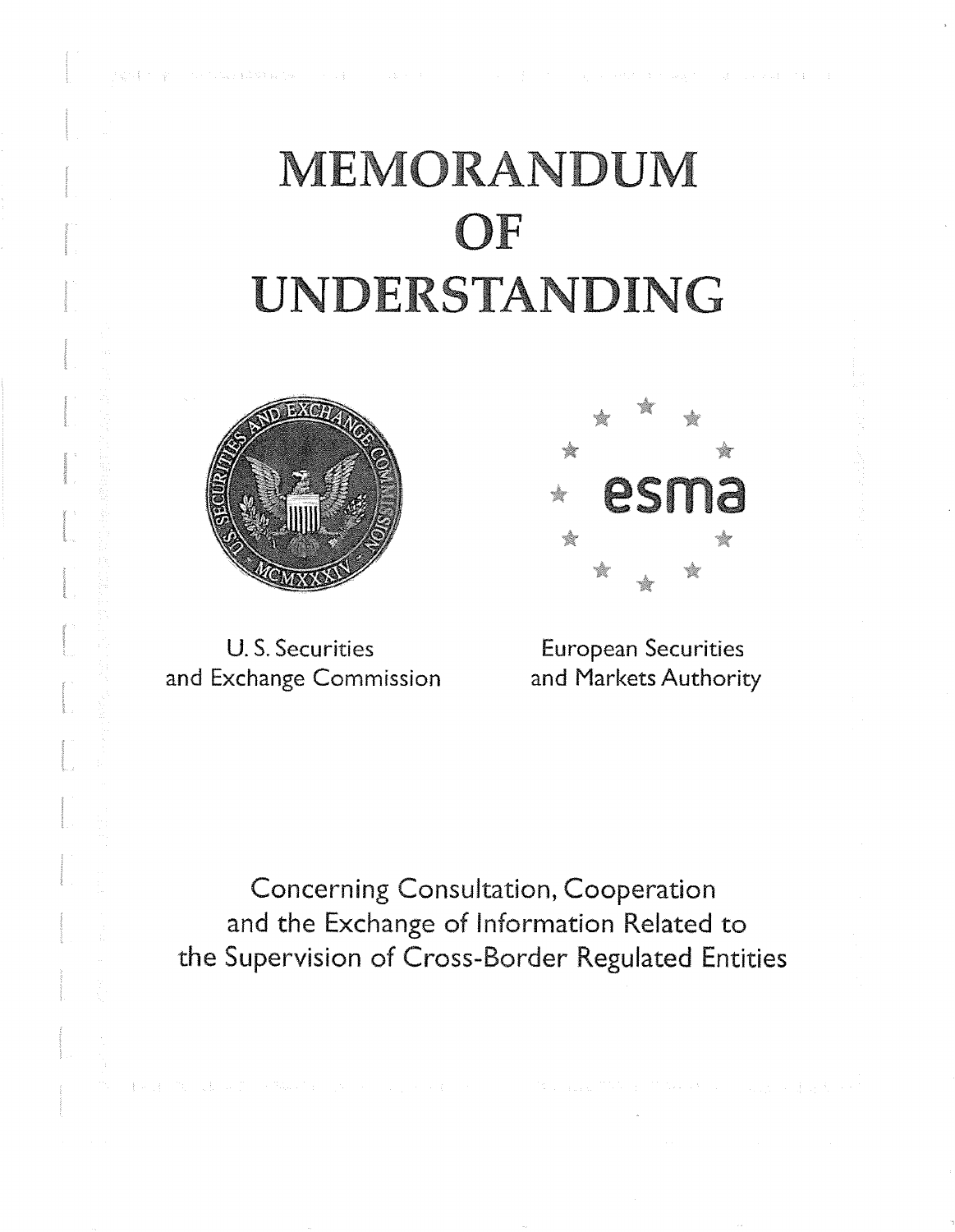# MEMORANDUM OF UNDERSTANDING

U. S. Securities and Exchange Commission

European Securities and Markets Authority

Concerning Consultation, Cooperation and the Exchange of Information Related to the Supervision of Cross-Border Regulated Entities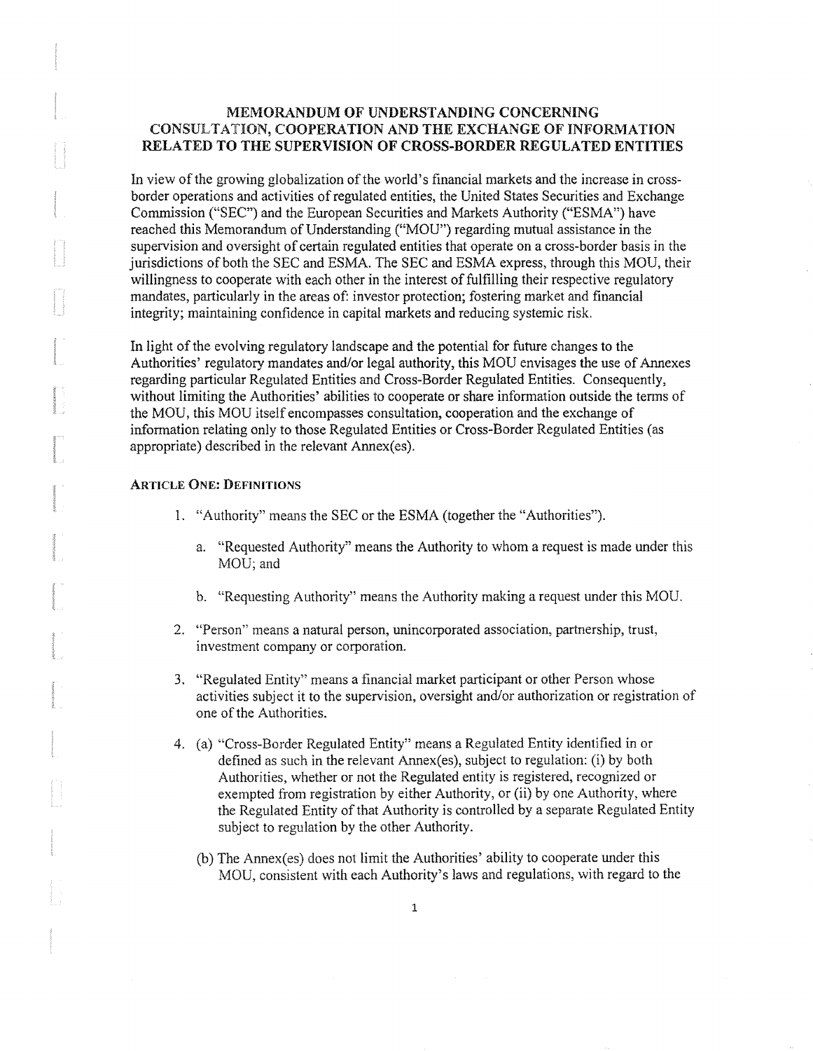# MEMORANDUM OF UNDERSTANDING CONCERNING CONSULTATION, COOPERATION AND THE EXCHANGE OF INFORMATION RELATED TO THE SUPERVISION OF CROSS-BORDER REGULATED ENTITIES

In view of the growing globalization of the world's financial markets and the increase in cross-border operations and activities of regulated entities, the United States Securities and Exchange Commission ("SEC") and the European Securities and Markets Authority ("ESMA") have reached this Memorandum of Understanding ("MOU") regarding mutual assistance in the supervision and oversight of certain regulated entities that operate on a cross-border basis in the jurisdictions of both the SEC and ESMA. The SEC and ESMA express, through this MOU, their willingness to cooperate with each other in the interest of fulfilling their respective regulatory mandates, particularly in the areas of: investor protection; fostering market and financial integrity; maintaining confidence in capital markets and reducing systemic risk.

In light of the evolving regulatory landscape and the potential for future changes to the Authorities' regulatory mandates and/or legal authority, this MOU envisages the use of Annexes regarding particular Regulated Entities and Cross-Border Regulated Entities. Consequently, without limiting the Authorities' abilities to cooperate or share information outside the terms of the MOU, this MOU itself encompasses consultation, cooperation and the exchange of information relating only to those Regulated Entities or Cross-Border Regulated Entities (as appropriate) described in the relevant Annex(es).

## ARTICLE ONE: DEFINITIONS

1. "Authority" means the SEC or the ESMA (together the "Authorities").

   a. "Requested Authority" means the Authority to whom a request is made under this MOU; and

   b. "Requesting Authority" means the Authority making a request under this MOU.

2. "Person" means a natural person, unincorporated association, partnership, trust, investment company or corporation.

3. "Regulated Entity" means a financial market participant or other Person whose activities subject it to the supervision, oversight and/or authorization or registration of one of the Authorities.

4. (a) "Cross-Border Regulated Entity" means a Regulated Entity identified in or defined as such in the relevant Annex(es), subject to regulation: (i) by both Authorities, whether or not the Regulated entity is registered, recognized or exempted from registration by either Authority, or (ii) by one Authority, where the Regulated Entity of that Authority is controlled by a separate Regulated Entity subject to regulation by the other Authority.

   (b) The Annex(es) does not limit the Authorities' ability to cooperate under this MOU, consistent with each Authority's laws and regulations, with regard to the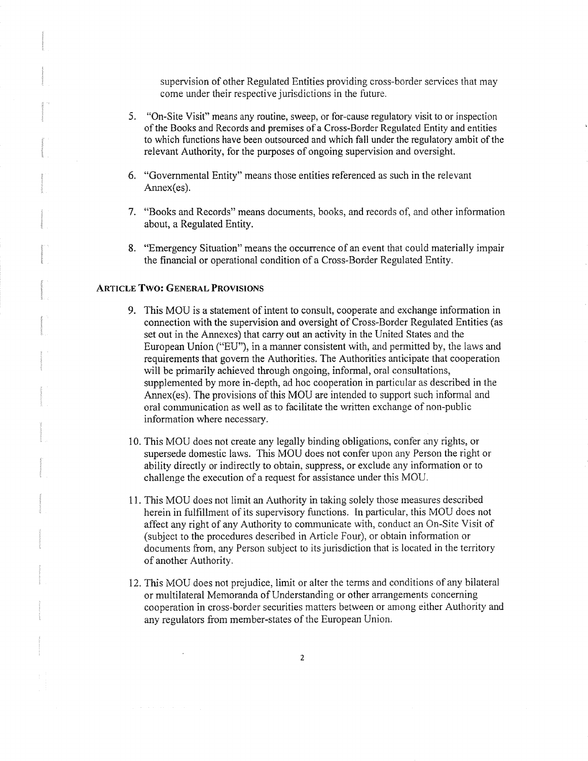supervision of other Regulated Entities providing cross-border services that may come under their respective jurisdictions in the future.

5. "On-Site Visit" means any routine, sweep, or for-cause regulatory visit to or inspection of the Books and Records and premises of a Cross-Border Regulated Entity and entities to which functions have been outsourced and which fall under the regulatory ambit of the relevant Authority, for the purposes of ongoing supervision and oversight.

6. "Governmental Entity" means those entities referenced as such in the relevant Annex(es).

7. "Books and Records" means documents, books, and records of, and other information about, a Regulated Entity.

8. "Emergency Situation" means the occurrence of an event that could materially impair the financial or operational condition of a Cross-Border Regulated Entity.

## ARTICLE TWO: GENERAL PROVISIONS

9. This MOU is a statement of intent to consult, cooperate and exchange information in connection with the supervision and oversight of Cross-Border Regulated Entities (as set out in the Annexes) that carry out an activity in the United States and the European Union ("EU"), in a manner consistent with, and permitted by, the laws and requirements that govern the Authorities. The Authorities anticipate that cooperation will be primarily achieved through ongoing, informal, oral consultations, supplemented by more in-depth, ad hoc cooperation in particular as described in the Annex(es). The provisions of this MOU are intended to support such informal and oral communication as well as to facilitate the written exchange of non-public information where necessary.

10. This MOU does not create any legally binding obligations, confer any rights, or supersede domestic laws. This MOU does not confer upon any Person the right or ability directly or indirectly to obtain, suppress, or exclude any information or to challenge the execution of a request for assistance under this MOU.

11. This MOU does not limit an Authority in taking solely those measures described herein in fulfillment of its supervisory functions. In particular, this MOU does not affect any right of any Authority to communicate with, conduct an On-Site Visit of (subject to the procedures described in Article Four), or obtain information or documents from, any Person subject to its jurisdiction that is located in the territory of another Authority.

12. This MOU does not prejudice, limit or alter the terms and conditions of any bilateral or multilateral Memoranda of Understanding or other arrangements concerning cooperation in cross-border securities matters between or among either Authority and any regulators from member-states of the European Union.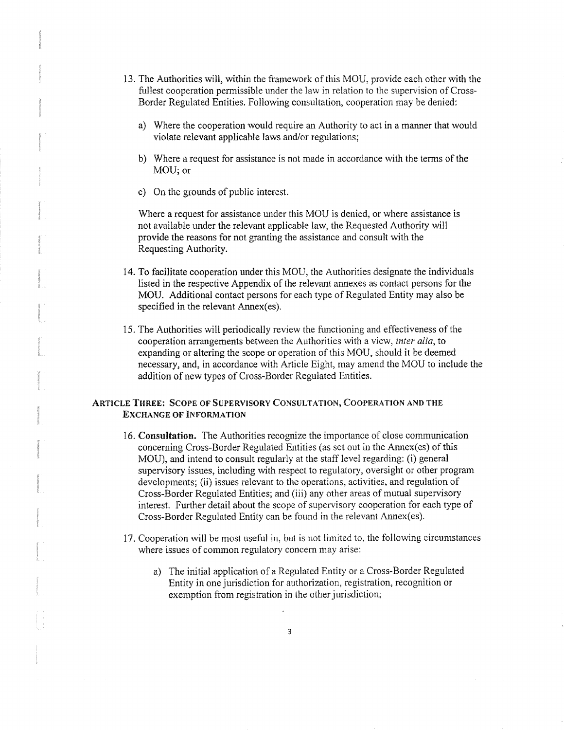13. The Authorities will, within the framework of this MOU, provide each other with the fullest cooperation permissible under the law in relation to the supervision of Cross-Border Regulated Entities. Following consultation, cooperation may be denied:

    a) Where the cooperation would require an Authority to act in a manner that would violate relevant applicable laws and/or regulations;

    b) Where a request for assistance is not made in accordance with the terms of the MOU; or

    c) On the grounds of public interest.

    Where a request for assistance under this MOU is denied, or where assistance is not available under the relevant applicable law, the Requested Authority will provide the reasons for not granting the assistance and consult with the Requesting Authority.

14. To facilitate cooperation under this MOU, the Authorities designate the individuals listed in the respective Appendix of the relevant annexes as contact persons for the MOU. Additional contact persons for each type of Regulated Entity may also be specified in the relevant Annex(es).

15. The Authorities will periodically review the functioning and effectiveness of the cooperation arrangements between the Authorities with a view, *inter alia*, to expanding or altering the scope or operation of this MOU, should it be deemed necessary, and, in accordance with Article Eight, may amend the MOU to include the addition of new types of Cross-Border Regulated Entities.

## ARTICLE THREE: SCOPE OF SUPERVISORY CONSULTATION, COOPERATION AND THE EXCHANGE OF INFORMATION

16. **Consultation.** The Authorities recognize the importance of close communication concerning Cross-Border Regulated Entities (as set out in the Annex(es) of this MOU), and intend to consult regularly at the staff level regarding: (i) general supervisory issues, including with respect to regulatory, oversight or other program developments; (ii) issues relevant to the operations, activities, and regulation of Cross-Border Regulated Entities; and (iii) any other areas of mutual supervisory interest. Further detail about the scope of supervisory cooperation for each type of Cross-Border Regulated Entity can be found in the relevant Annex(es).

17. Cooperation will be most useful in, but is not limited to, the following circumstances where issues of common regulatory concern may arise:

    a) The initial application of a Regulated Entity or a Cross-Border Regulated Entity in one jurisdiction for authorization, registration, recognition or exemption from registration in the other jurisdiction;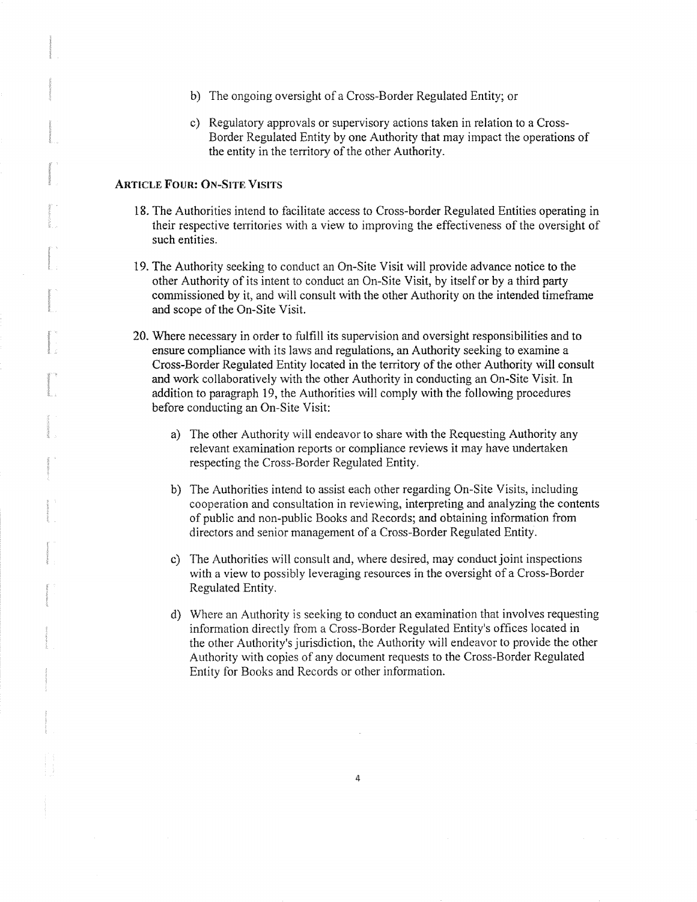b) The ongoing oversight of a Cross-Border Regulated Entity; or

c) Regulatory approvals or supervisory actions taken in relation to a Cross-Border Regulated Entity by one Authority that may impact the operations of the entity in the territory of the other Authority.

## ARTICLE FOUR: ON-SITE VISITS

18. The Authorities intend to facilitate access to Cross-border Regulated Entities operating in their respective territories with a view to improving the effectiveness of the oversight of such entities.

19. The Authority seeking to conduct an On-Site Visit will provide advance notice to the other Authority of its intent to conduct an On-Site Visit, by itself or by a third party commissioned by it, and will consult with the other Authority on the intended timeframe and scope of the On-Site Visit.

20. Where necessary in order to fulfill its supervision and oversight responsibilities and to ensure compliance with its laws and regulations, an Authority seeking to examine a Cross-Border Regulated Entity located in the territory of the other Authority will consult and work collaboratively with the other Authority in conducting an On-Site Visit. In addition to paragraph 19, the Authorities will comply with the following procedures before conducting an On-Site Visit:

    a) The other Authority will endeavor to share with the Requesting Authority any relevant examination reports or compliance reviews it may have undertaken respecting the Cross-Border Regulated Entity.

    b) The Authorities intend to assist each other regarding On-Site Visits, including cooperation and consultation in reviewing, interpreting and analyzing the contents of public and non-public Books and Records; and obtaining information from directors and senior management of a Cross-Border Regulated Entity.

    c) The Authorities will consult and, where desired, may conduct joint inspections with a view to possibly leveraging resources in the oversight of a Cross-Border Regulated Entity.

    d) Where an Authority is seeking to conduct an examination that involves requesting information directly from a Cross-Border Regulated Entity's offices located in the other Authority's jurisdiction, the Authority will endeavor to provide the other Authority with copies of any document requests to the Cross-Border Regulated Entity for Books and Records or other information.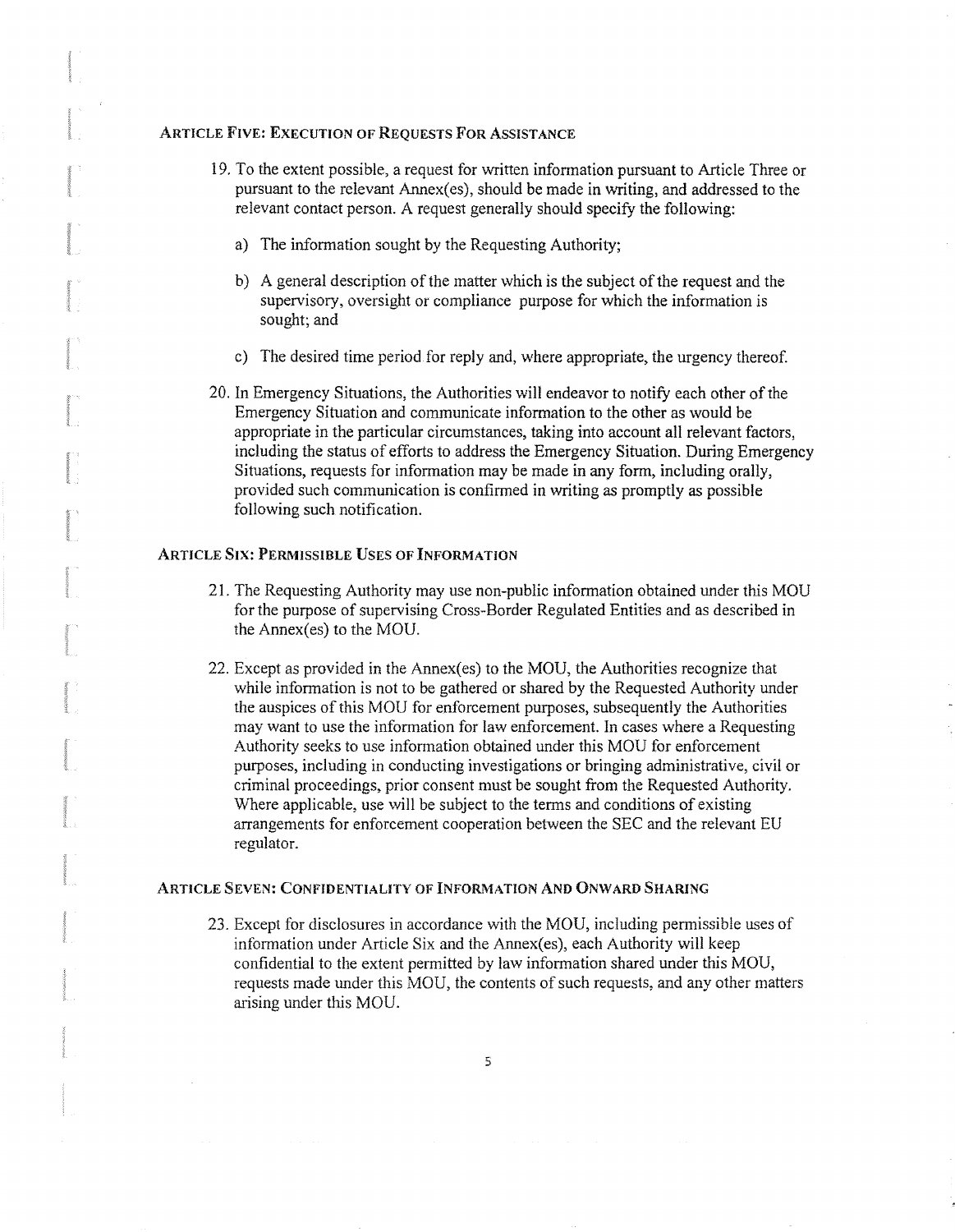### ARTICLE FIVE: EXECUTION OF REQUESTS FOR ASSISTANCE

19. To the extent possible, a request for written information pursuant to Article Three or pursuant to the relevant Annex(es), should be made in writing, and addressed to the relevant contact person. A request generally should specify the following:

    a) The information sought by the Requesting Authority;

    b) A general description of the matter which is the subject of the request and the supervisory, oversight or compliance purpose for which the information is sought; and

    c) The desired time period for reply and, where appropriate, the urgency thereof.

20. In Emergency Situations, the Authorities will endeavor to notify each other of the Emergency Situation and communicate information to the other as would be appropriate in the particular circumstances, taking into account all relevant factors, including the status of efforts to address the Emergency Situation. During Emergency Situations, requests for information may be made in any form, including orally, provided such communication is confirmed in writing as promptly as possible following such notification.

### ARTICLE SIX: PERMISSIBLE USES OF INFORMATION

21. The Requesting Authority may use non-public information obtained under this MOU for the purpose of supervising Cross-Border Regulated Entities and as described in the Annex(es) to the MOU.

22. Except as provided in the Annex(es) to the MOU, the Authorities recognize that while information is not to be gathered or shared by the Requested Authority under the auspices of this MOU for enforcement purposes, subsequently the Authorities may want to use the information for law enforcement. In cases where a Requesting Authority seeks to use information obtained under this MOU for enforcement purposes, including in conducting investigations or bringing administrative, civil or criminal proceedings, prior consent must be sought from the Requested Authority. Where applicable, use will be subject to the terms and conditions of existing arrangements for enforcement cooperation between the SEC and the relevant EU regulator.

### ARTICLE SEVEN: CONFIDENTIALITY OF INFORMATION AND ONWARD SHARING

23. Except for disclosures in accordance with the MOU, including permissible uses of information under Article Six and the Annex(es), each Authority will keep confidential to the extent permitted by law information shared under this MOU, requests made under this MOU, the contents of such requests, and any other matters arising under this MOU.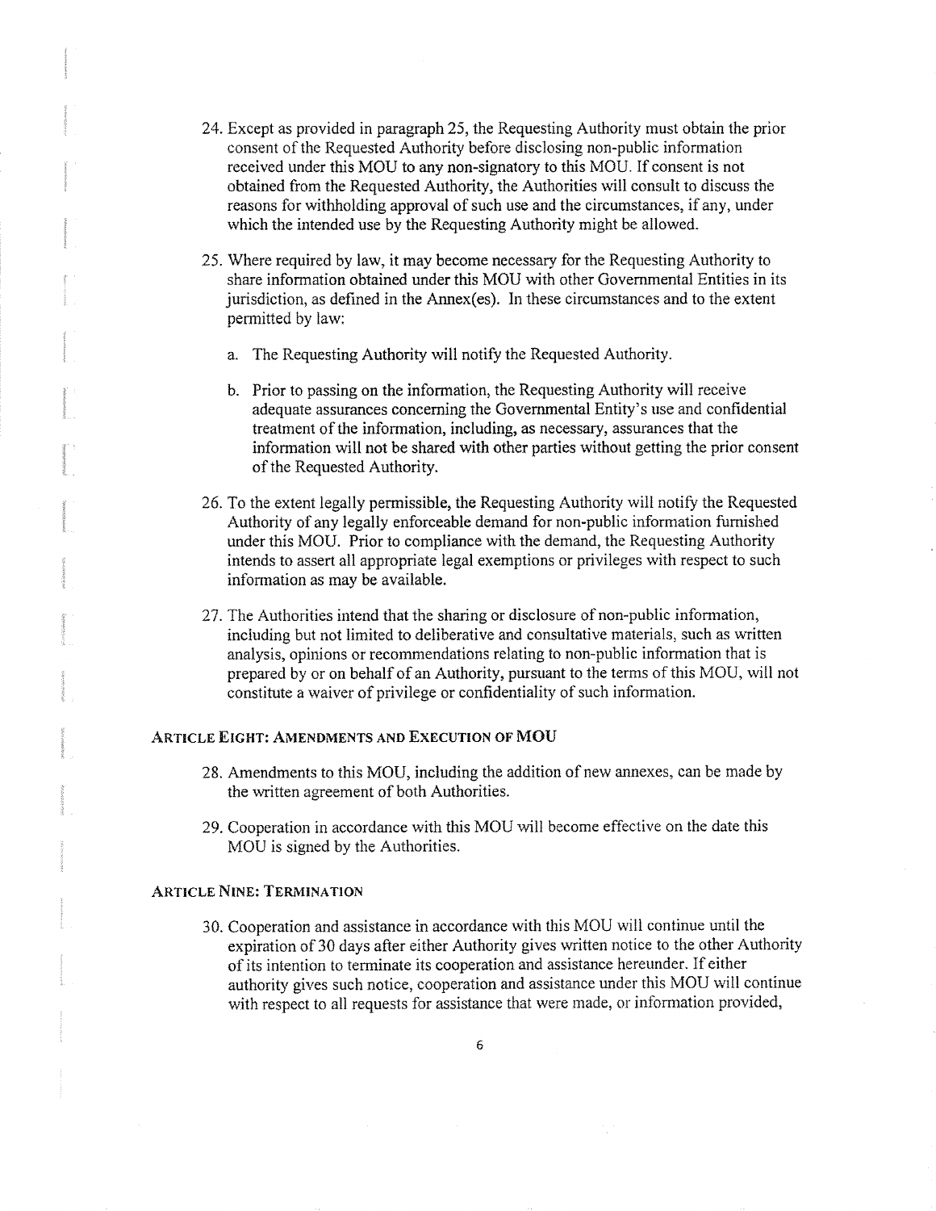24. Except as provided in paragraph 25, the Requesting Authority must obtain the prior consent of the Requested Authority before disclosing non-public information received under this MOU to any non-signatory to this MOU. If consent is not obtained from the Requested Authority, the Authorities will consult to discuss the reasons for withholding approval of such use and the circumstances, if any, under which the intended use by the Requesting Authority might be allowed.

25. Where required by law, it may become necessary for the Requesting Authority to share information obtained under this MOU with other Governmental Entities in its jurisdiction, as defined in the Annex(es). In these circumstances and to the extent permitted by law:

    a. The Requesting Authority will notify the Requested Authority.

    b. Prior to passing on the information, the Requesting Authority will receive adequate assurances concerning the Governmental Entity's use and confidential treatment of the information, including, as necessary, assurances that the information will not be shared with other parties without getting the prior consent of the Requested Authority.

26. To the extent legally permissible, the Requesting Authority will notify the Requested Authority of any legally enforceable demand for non-public information furnished under this MOU. Prior to compliance with the demand, the Requesting Authority intends to assert all appropriate legal exemptions or privileges with respect to such information as may be available.

27. The Authorities intend that the sharing or disclosure of non-public information, including but not limited to deliberative and consultative materials, such as written analysis, opinions or recommendations relating to non-public information that is prepared by or on behalf of an Authority, pursuant to the terms of this MOU, will not constitute a waiver of privilege or confidentiality of such information.

## ARTICLE EIGHT: AMENDMENTS AND EXECUTION OF MOU

28. Amendments to this MOU, including the addition of new annexes, can be made by the written agreement of both Authorities.

29. Cooperation in accordance with this MOU will become effective on the date this MOU is signed by the Authorities.

## ARTICLE NINE: TERMINATION

30. Cooperation and assistance in accordance with this MOU will continue until the expiration of 30 days after either Authority gives written notice to the other Authority of its intention to terminate its cooperation and assistance hereunder. If either authority gives such notice, cooperation and assistance under this MOU will continue with respect to all requests for assistance that were made, or information provided,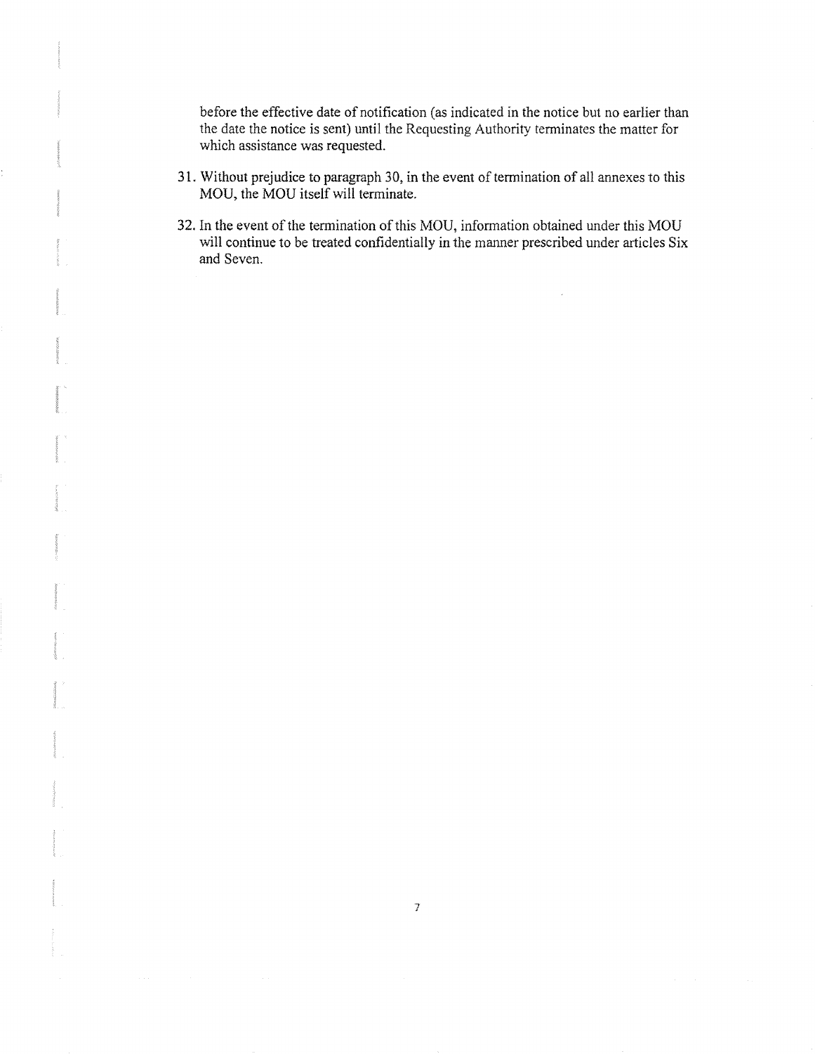before the effective date of notification (as indicated in the notice but no earlier than the date the notice is sent) until the Requesting Authority terminates the matter for which assistance was requested.

31. Without prejudice to paragraph 30, in the event of termination of all annexes to this MOU, the MOU itself will terminate.

32. In the event of the termination of this MOU, information obtained under this MOU will continue to be treated confidentially in the manner prescribed under articles Six and Seven.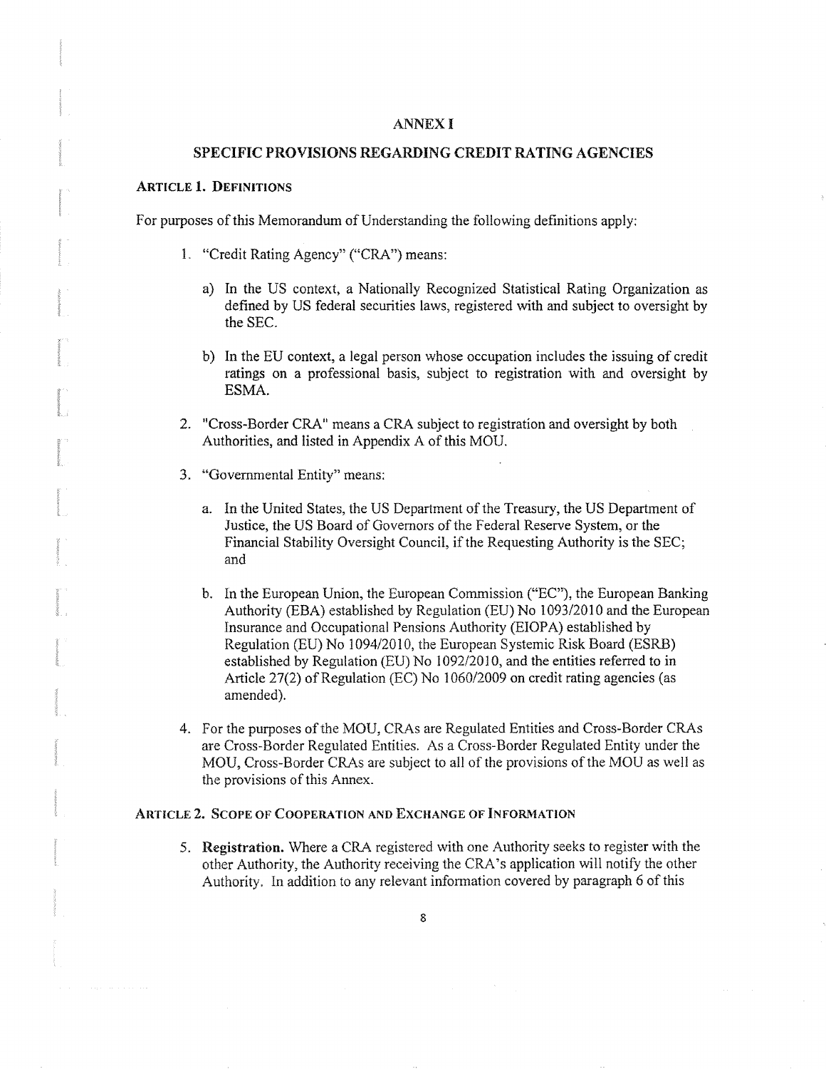## ANNEX I

## SPECIFIC PROVISIONS REGARDING CREDIT RATING AGENCIES

### ARTICLE 1. DEFINITIONS

For purposes of this Memorandum of Understanding the following definitions apply:

1. "Credit Rating Agency" ("CRA") means:

   a) In the US context, a Nationally Recognized Statistical Rating Organization as defined by US federal securities laws, registered with and subject to oversight by the SEC.

   b) In the EU context, a legal person whose occupation includes the issuing of credit ratings on a professional basis, subject to registration with and oversight by ESMA.

2. "Cross-Border CRA" means a CRA subject to registration and oversight by both Authorities, and listed in Appendix A of this MOU.

3. "Governmental Entity" means:

   a. In the United States, the US Department of the Treasury, the US Department of Justice, the US Board of Governors of the Federal Reserve System, or the Financial Stability Oversight Council, if the Requesting Authority is the SEC; and

   b. In the European Union, the European Commission ("EC"), the European Banking Authority (EBA) established by Regulation (EU) No 1093/2010 and the European Insurance and Occupational Pensions Authority (EIOPA) established by Regulation (EU) No 1094/2010, the European Systemic Risk Board (ESRB) established by Regulation (EU) No 1092/2010, and the entities referred to in Article 27(2) of Regulation (EC) No 1060/2009 on credit rating agencies (as amended).

4. For the purposes of the MOU, CRAs are Regulated Entities and Cross-Border CRAs are Cross-Border Regulated Entities. As a Cross-Border Regulated Entity under the MOU, Cross-Border CRAs are subject to all of the provisions of the MOU as well as the provisions of this Annex.

### ARTICLE 2. SCOPE OF COOPERATION AND EXCHANGE OF INFORMATION

5. **Registration.** Where a CRA registered with one Authority seeks to register with the other Authority, the Authority receiving the CRA's application will notify the other Authority. In addition to any relevant information covered by paragraph 6 of this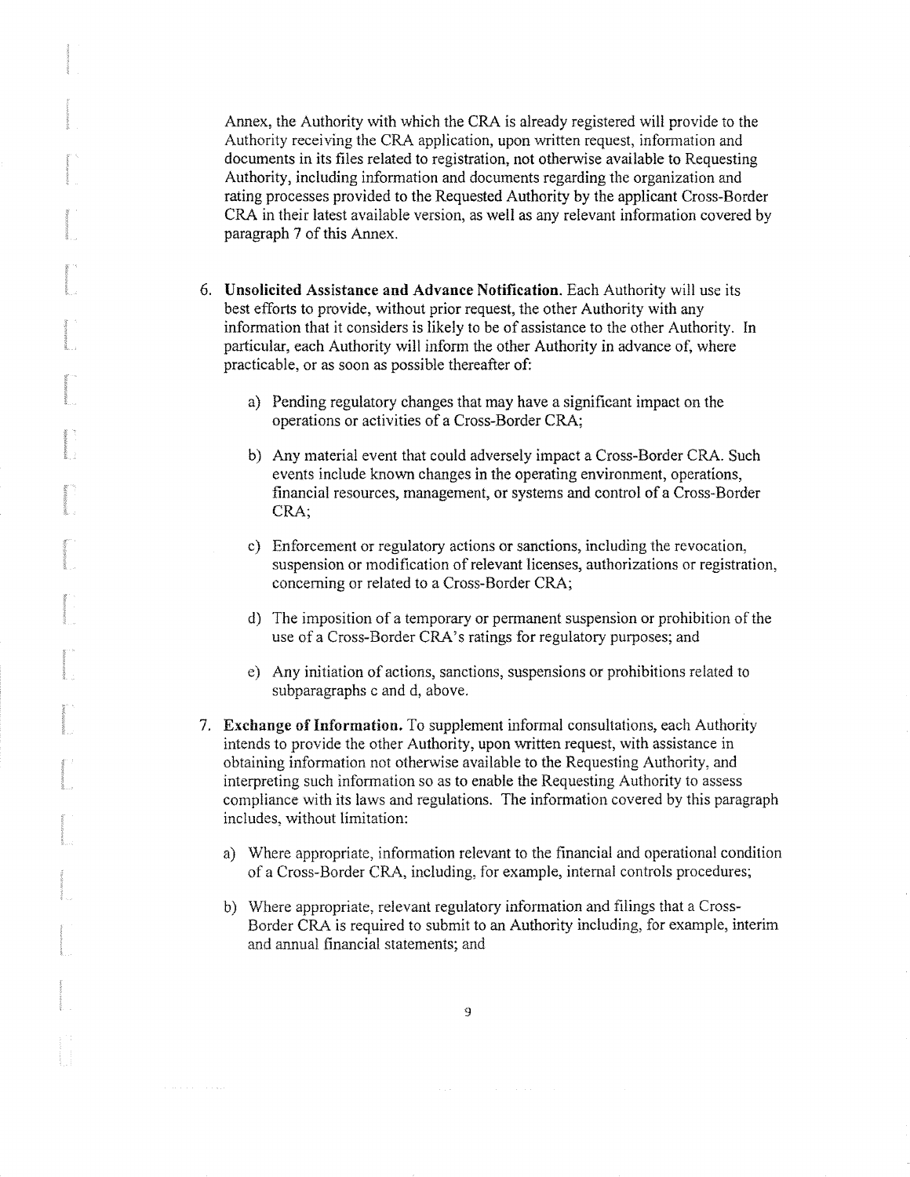Annex, the Authority with which the CRA is already registered will provide to the Authority receiving the CRA application, upon written request, information and documents in its files related to registration, not otherwise available to Requesting Authority, including information and documents regarding the organization and rating processes provided to the Requested Authority by the applicant Cross-Border CRA in their latest available version, as well as any relevant information covered by paragraph 7 of this Annex.

6. **Unsolicited Assistance and Advance Notification.** Each Authority will use its best efforts to provide, without prior request, the other Authority with any information that it considers is likely to be of assistance to the other Authority. In particular, each Authority will inform the other Authority in advance of, where practicable, or as soon as possible thereafter of:

   a) Pending regulatory changes that may have a significant impact on the operations or activities of a Cross-Border CRA;

   b) Any material event that could adversely impact a Cross-Border CRA. Such events include known changes in the operating environment, operations, financial resources, management, or systems and control of a Cross-Border CRA;

   c) Enforcement or regulatory actions or sanctions, including the revocation, suspension or modification of relevant licenses, authorizations or registration, concerning or related to a Cross-Border CRA;

   d) The imposition of a temporary or permanent suspension or prohibition of the use of a Cross-Border CRA's ratings for regulatory purposes; and

   e) Any initiation of actions, sanctions, suspensions or prohibitions related to subparagraphs c and d, above.

7. **Exchange of Information.** To supplement informal consultations, each Authority intends to provide the other Authority, upon written request, with assistance in obtaining information not otherwise available to the Requesting Authority, and interpreting such information so as to enable the Requesting Authority to assess compliance with its laws and regulations. The information covered by this paragraph includes, without limitation:

   a) Where appropriate, information relevant to the financial and operational condition of a Cross-Border CRA, including, for example, internal controls procedures;

   b) Where appropriate, relevant regulatory information and filings that a Cross-Border CRA is required to submit to an Authority including, for example, interim and annual financial statements; and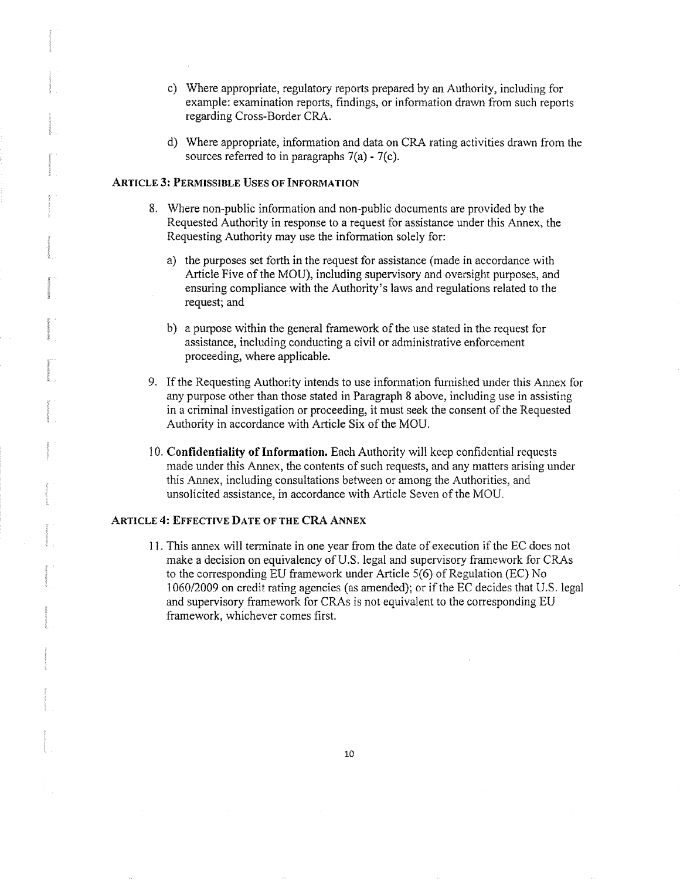c) Where appropriate, regulatory reports prepared by an Authority, including for example: examination reports, findings, or information drawn from such reports regarding Cross-Border CRA.

d) Where appropriate, information and data on CRA rating activities drawn from the sources referred to in paragraphs 7(a) - 7(c).

### ARTICLE 3: PERMISSIBLE USES OF INFORMATION

8. Where non-public information and non-public documents are provided by the Requested Authority in response to a request for assistance under this Annex, the Requesting Authority may use the information solely for:

   a) the purposes set forth in the request for assistance (made in accordance with Article Five of the MOU), including supervisory and oversight purposes, and ensuring compliance with the Authority's laws and regulations related to the request; and

   b) a purpose within the general framework of the use stated in the request for assistance, including conducting a civil or administrative enforcement proceeding, where applicable.

9. If the Requesting Authority intends to use information furnished under this Annex for any purpose other than those stated in Paragraph 8 above, including use in assisting in a criminal investigation or proceeding, it must seek the consent of the Requested Authority in accordance with Article Six of the MOU.

10. **Confidentiality of Information.** Each Authority will keep confidential requests made under this Annex, the contents of such requests, and any matters arising under this Annex, including consultations between or among the Authorities, and unsolicited assistance, in accordance with Article Seven of the MOU.

### ARTICLE 4: EFFECTIVE DATE OF THE CRA ANNEX

11. This annex will terminate in one year from the date of execution if the EC does not make a decision on equivalency of U.S. legal and supervisory framework for CRAs to the corresponding EU framework under Article 5(6) of Regulation (EC) No 1060/2009 on credit rating agencies (as amended); or if the EC decides that U.S. legal and supervisory framework for CRAs is not equivalent to the corresponding EU framework, whichever comes first.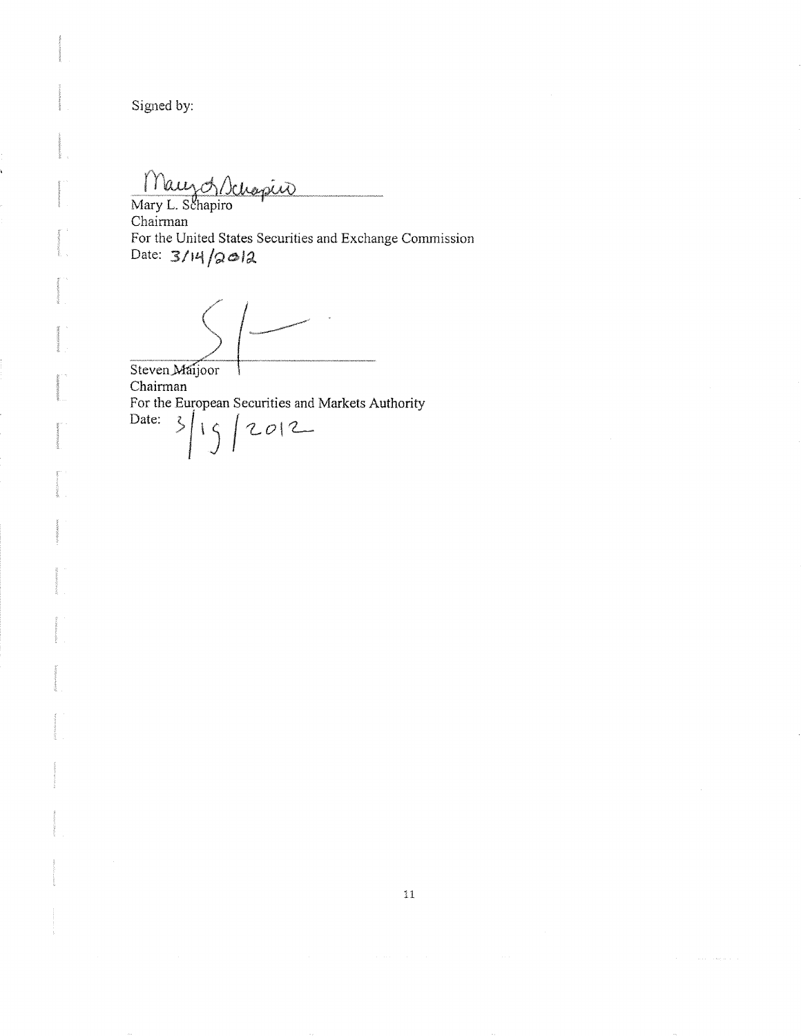Signed by:

Mary L. Schapiro
Chairman
For the United States Securities and Exchange Commission
Date: 3/14/2012

Steven Maijoor
Chairman
For the European Securities and Markets Authority
Date: 3/15/2012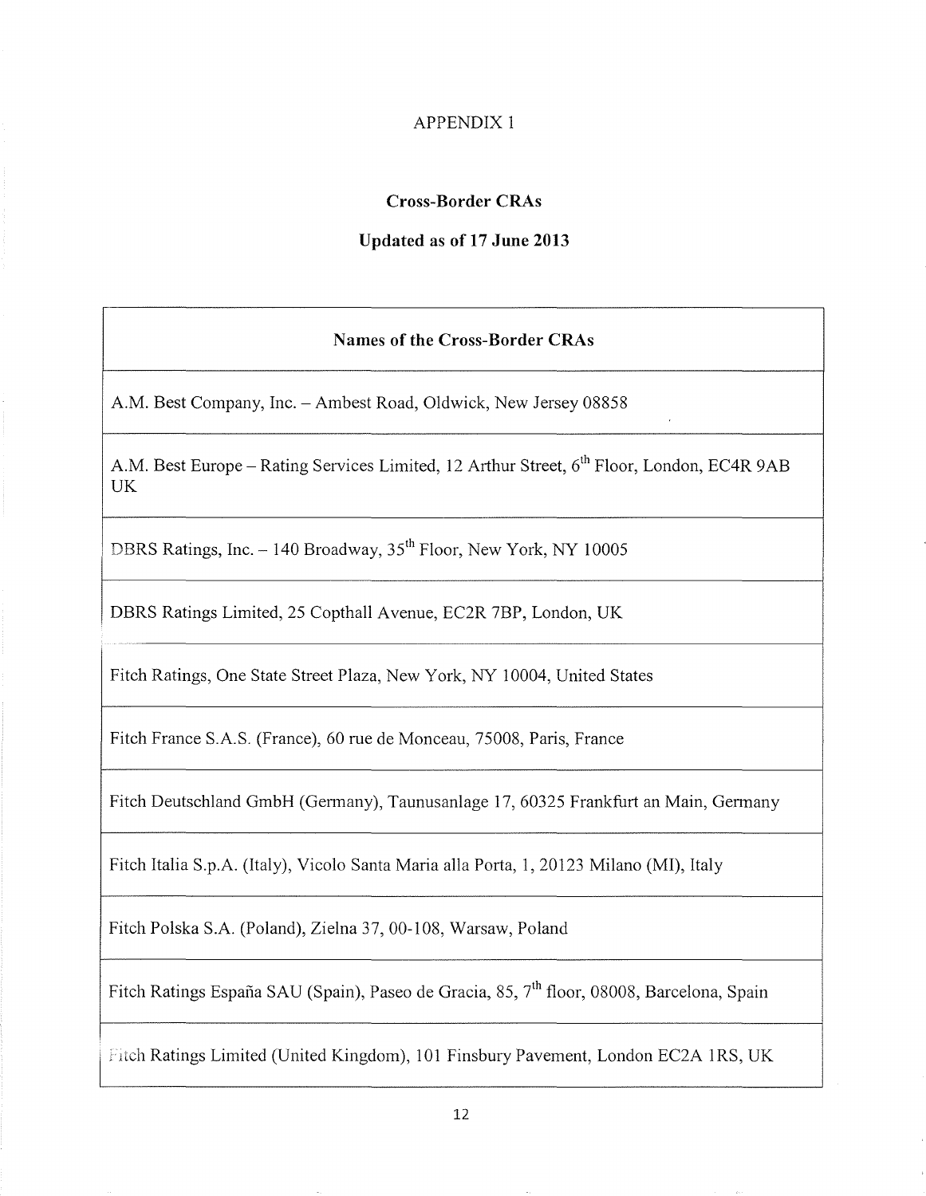APPENDIX 1

## Cross-Border CRAs

## Updated as of 17 June 2013

| Names of the Cross-Border CRAs |
|---|
| A.M. Best Company, Inc. – Ambest Road, Oldwick, New Jersey 08858 |
| A.M. Best Europe – Rating Services Limited, 12 Arthur Street, 6th Floor, London, EC4R 9AB UK |
| DBRS Ratings, Inc. – 140 Broadway, 35th Floor, New York, NY 10005 |
| DBRS Ratings Limited, 25 Copthall Avenue, EC2R 7BP, London, UK |
| Fitch Ratings, One State Street Plaza, New York, NY 10004, United States |
| Fitch France S.A.S. (France), 60 rue de Monceau, 75008, Paris, France |
| Fitch Deutschland GmbH (Germany), Taunusanlage 17, 60325 Frankfurt an Main, Germany |
| Fitch Italia S.p.A. (Italy), Vicolo Santa Maria alla Porta, 1, 20123 Milano (MI), Italy |
| Fitch Polska S.A. (Poland), Zielna 37, 00-108, Warsaw, Poland |
| Fitch Ratings España SAU (Spain), Paseo de Gracia, 85, 7th floor, 08008, Barcelona, Spain |
| Fitch Ratings Limited (United Kingdom), 101 Finsbury Pavement, London EC2A 1RS, UK |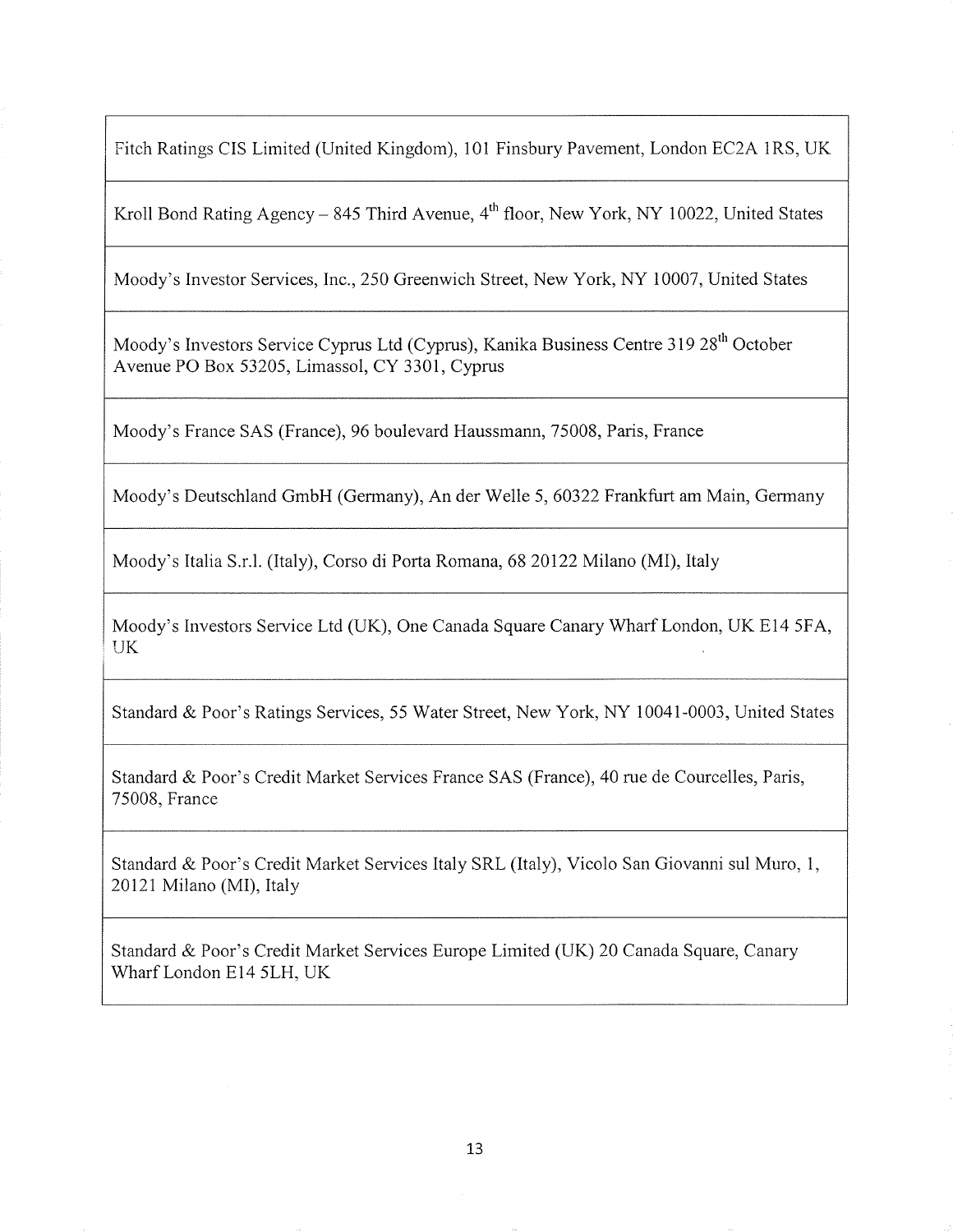| Fitch Ratings CIS Limited (United Kingdom), 101 Finsbury Pavement, London EC2A 1RS, UK |
|---|
| Kroll Bond Rating Agency – 845 Third Avenue, 4th floor, New York, NY 10022, United States |
| Moody's Investor Services, Inc., 250 Greenwich Street, New York, NY 10007, United States |
| Moody's Investors Service Cyprus Ltd (Cyprus), Kanika Business Centre 319 28th October Avenue PO Box 53205, Limassol, CY 3301, Cyprus |
| Moody's France SAS (France), 96 boulevard Haussmann, 75008, Paris, France |
| Moody's Deutschland GmbH (Germany), An der Welle 5, 60322 Frankfurt am Main, Germany |
| Moody's Italia S.r.l. (Italy), Corso di Porta Romana, 68 20122 Milano (MI), Italy |
| Moody's Investors Service Ltd (UK), One Canada Square Canary Wharf London, UK E14 5FA, UK |
| Standard & Poor's Ratings Services, 55 Water Street, New York, NY 10041-0003, United States |
| Standard & Poor's Credit Market Services France SAS (France), 40 rue de Courcelles, Paris, 75008, France |
| Standard & Poor's Credit Market Services Italy SRL (Italy), Vicolo San Giovanni sul Muro, 1, 20121 Milano (MI), Italy |
| Standard & Poor's Credit Market Services Europe Limited (UK) 20 Canada Square, Canary Wharf London E14 5LH, UK |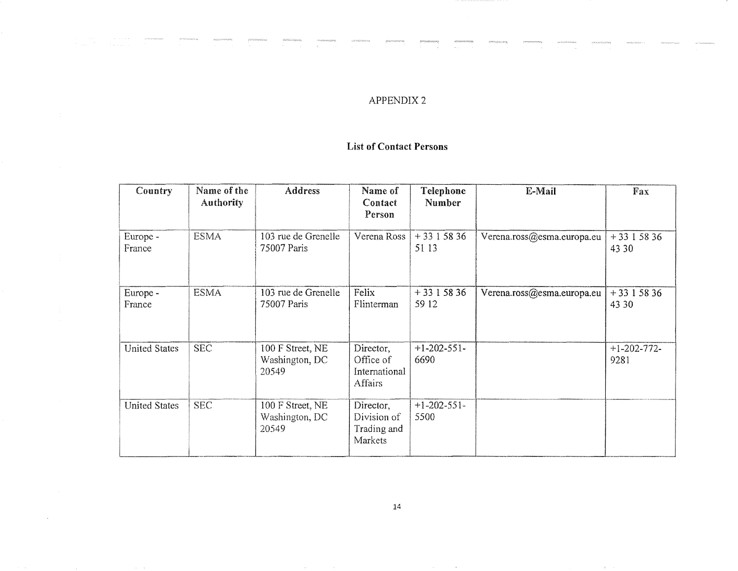APPENDIX 2

**List of Contact Persons**

| Country | Name of the Authority | Address | Name of Contact Person | Telephone Number | E-Mail | Fax |
|---|---|---|---|---|---|---|
| Europe - France | ESMA | 103 rue de Grenelle 75007 Paris | Verena Ross | + 33 1 58 36 51 13 | Verena.ross@esma.europa.eu | + 33 1 58 36 43 30 |
| Europe - France | ESMA | 103 rue de Grenelle 75007 Paris | Felix Flinterman | + 33 1 58 36 59 12 | Verena.ross@esma.europa.eu | + 33 1 58 36 43 30 |
| United States | SEC | 100 F Street, NE Washington, DC 20549 | Director, Office of International Affairs | +1-202-551-6690 | | +1-202-772-9281 |
| United States | SEC | 100 F Street, NE Washington, DC 20549 | Director, Division of Trading and Markets | +1-202-551-5500 | | |